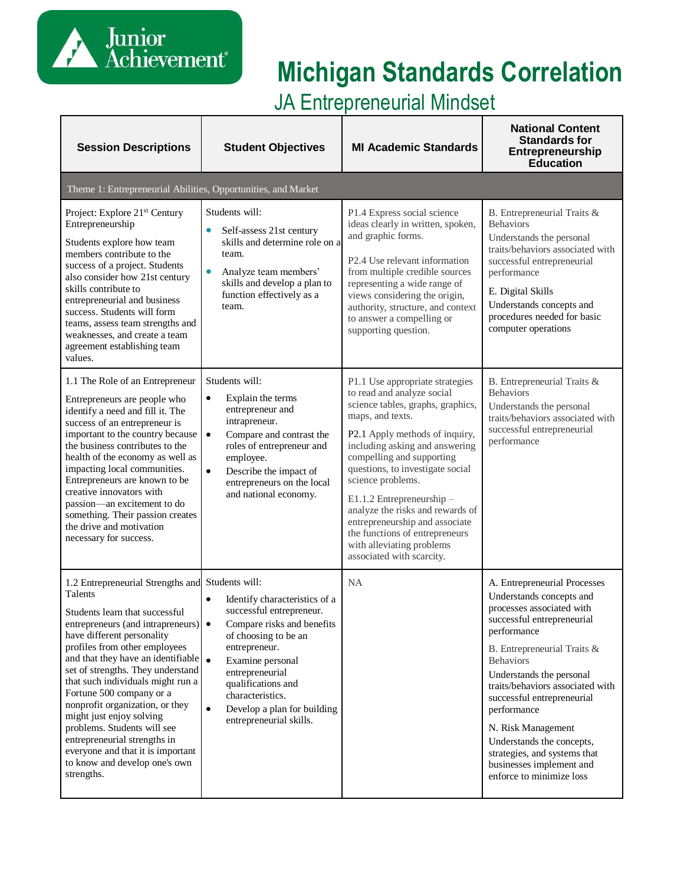# Michigan Standards Correlation

## JA Entrepreneurial Mindset

| Session Descriptions | Student Objectives | MI Academic Standards | National Content Standards for Entrepreneurship Education |
|---|---|---|---|
| **Theme 1: Entrepreneurial Abilities, Opportunities, and Market** | | | |
| Project: Explore 21st Century Entrepreneurship<br><br>Students explore how team members contribute to the success of a project. Students also consider how 21st century skills contribute to entrepreneurial and business success. Students will form teams, assess team strengths and weaknesses, and create a team agreement establishing team values. | Students will:<br>• Self-assess 21st century skills and determine role on a team.<br>• Analyze team members' skills and develop a plan to function effectively as a team. | P1.4 Express social science ideas clearly in written, spoken, and graphic forms.<br><br>P2.4 Use relevant information from multiple credible sources representing a wide range of views considering the origin, authority, structure, and context to answer a compelling or supporting question. | B. Entrepreneurial Traits & Behaviors<br>Understands the personal traits/behaviors associated with successful entrepreneurial performance<br><br>E. Digital Skills<br>Understands concepts and procedures needed for basic computer operations |
| 1.1 The Role of an Entrepreneur<br><br>Entrepreneurs are people who identify a need and fill it. The success of an entrepreneur is important to the country because the business contributes to the health of the economy as well as impacting local communities. Entrepreneurs are known to be creative innovators with passion—an excitement to do something. Their passion creates the drive and motivation necessary for success. | Students will:<br>• Explain the terms entrepreneur and intrapreneur.<br>• Compare and contrast the roles of entrepreneur and employee.<br>• Describe the impact of entrepreneurs on the local and national economy. | P1.1 Use appropriate strategies to read and analyze social science tables, graphs, graphics, maps, and texts.<br><br>P2.1 Apply methods of inquiry, including asking and answering compelling and supporting questions, to investigate social science problems.<br><br>E1.1.2 Entrepreneurship – analyze the risks and rewards of entrepreneurship and associate the functions of entrepreneurs with alleviating problems associated with scarcity. | B. Entrepreneurial Traits & Behaviors<br>Understands the personal traits/behaviors associated with successful entrepreneurial performance |
| 1.2 Entrepreneurial Strengths and Talents<br><br>Students learn that successful entrepreneurs (and intrapreneurs) have different personality profiles from other employees and that they have an identifiable set of strengths. They understand that such individuals might run a Fortune 500 company or a nonprofit organization, or they might just enjoy solving problems. Students will see entrepreneurial strengths in everyone and that it is important to know and develop one's own strengths. | Students will:<br>• Identify characteristics of a successful entrepreneur.<br>• Compare risks and benefits of choosing to be an entrepreneur.<br>• Examine personal entrepreneurial qualifications and characteristics.<br>• Develop a plan for building entrepreneurial skills. | NA | A. Entrepreneurial Processes<br>Understands concepts and processes associated with successful entrepreneurial performance<br><br>B. Entrepreneurial Traits & Behaviors<br>Understands the personal traits/behaviors associated with successful entrepreneurial performance<br><br>N. Risk Management<br>Understands the concepts, strategies, and systems that businesses implement and enforce to minimize loss |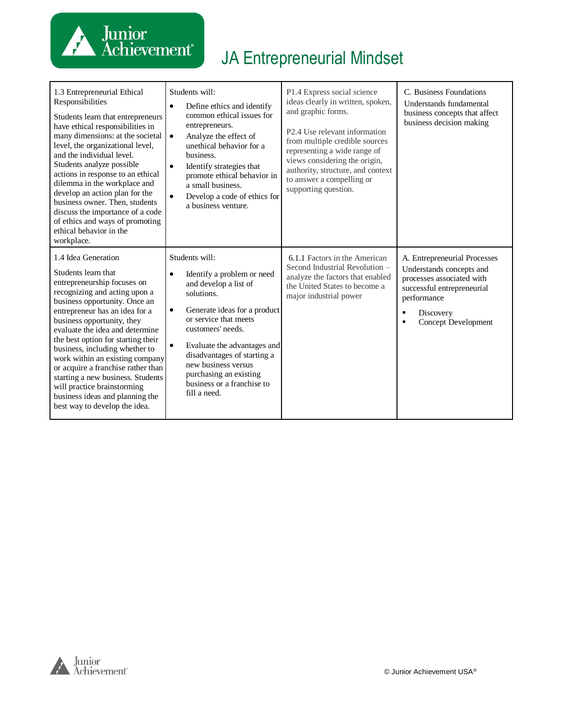# JA Entrepreneurial Mindset

| | | | |
|---|---|---|---|
| 1.3 Entrepreneurial Ethical Responsibilities<br><br>Students learn that entrepreneurs have ethical responsibilities in many dimensions: at the societal level, the organizational level, and the individual level. Students analyze possible actions in response to an ethical dilemma in the workplace and develop an action plan for the business owner. Then, students discuss the importance of a code of ethics and ways of promoting ethical behavior in the workplace. | Students will:<br><br>• Define ethics and identify common ethical issues for entrepreneurs.<br>• Analyze the effect of unethical behavior for a business.<br>• Identify strategies that promote ethical behavior in a small business.<br>• Develop a code of ethics for a business venture. | P1.4 Express social science ideas clearly in written, spoken, and graphic forms.<br><br>P2.4 Use relevant information from multiple credible sources representing a wide range of views considering the origin, authority, structure, and context to answer a compelling or supporting question. | C. Business Foundations<br>Understands fundamental business concepts that affect business decision making |
| 1.4 Idea Generation<br><br>Students learn that entrepreneurship focuses on recognizing and acting upon a business opportunity. Once an entrepreneur has an idea for a business opportunity, they evaluate the idea and determine the best option for starting their business, including whether to work within an existing company or acquire a franchise rather than starting a new business. Students will practice brainstorming business ideas and planning the best way to develop the idea. | Students will:<br><br>• Identify a problem or need and develop a list of solutions.<br>• Generate ideas for a product or service that meets customers' needs.<br>• Evaluate the advantages and disadvantages of starting a new business versus purchasing an existing business or a franchise to fill a need. | 6.1.1 Factors in the American Second Industrial Revolution – analyze the factors that enabled the United States to become a major industrial power | A. Entrepreneurial Processes<br>Understands concepts and processes associated with successful entrepreneurial performance<br><br>▪ Discovery<br>▪ Concept Development |

© Junior Achievement USA®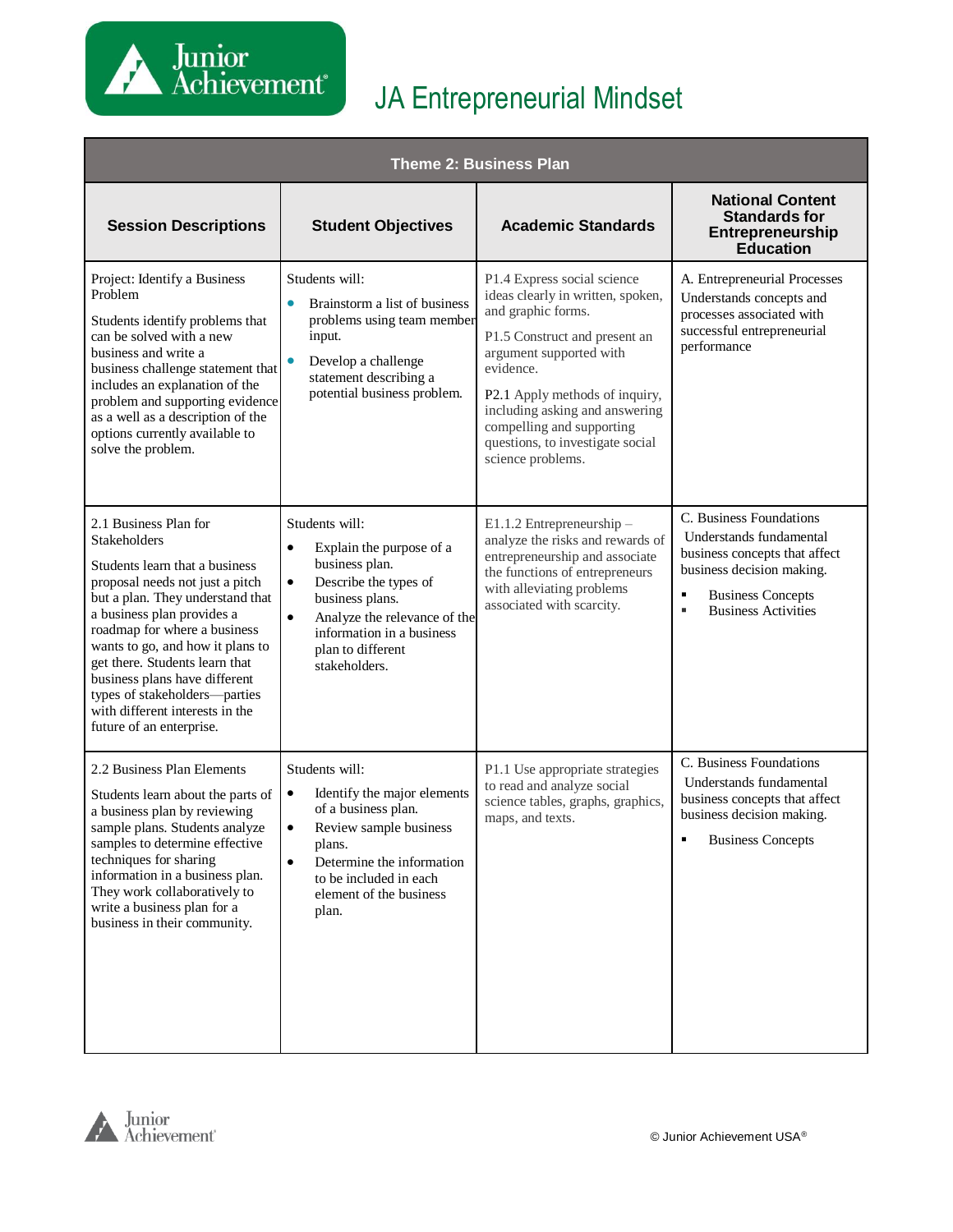# JA Entrepreneurial Mindset

| Theme 2: Business Plan | | | |
|---|---|---|---|
| **Session Descriptions** | **Student Objectives** | **Academic Standards** | **National Content Standards for Entrepreneurship Education** |
| Project: Identify a Business Problem<br><br>Students identify problems that can be solved with a new business and write a business challenge statement that includes an explanation of the problem and supporting evidence as a well as a description of the options currently available to solve the problem. | Students will:<br>• Brainstorm a list of business problems using team member input.<br>• Develop a challenge statement describing a potential business problem. | P1.4 Express social science ideas clearly in written, spoken, and graphic forms.<br><br>P1.5 Construct and present an argument supported with evidence.<br><br>P2.1 Apply methods of inquiry, including asking and answering compelling and supporting questions, to investigate social science problems. | A. Entrepreneurial Processes Understands concepts and processes associated with successful entrepreneurial performance |
| 2.1 Business Plan for Stakeholders<br><br>Students learn that a business proposal needs not just a pitch but a plan. They understand that a business plan provides a roadmap for where a business wants to go, and how it plans to get there. Students learn that business plans have different types of stakeholders—parties with different interests in the future of an enterprise. | Students will:<br>• Explain the purpose of a business plan.<br>• Describe the types of business plans.<br>• Analyze the relevance of the information in a business plan to different stakeholders. | E1.1.2 Entrepreneurship – analyze the risks and rewards of entrepreneurship and associate the functions of entrepreneurs with alleviating problems associated with scarcity. | C. Business Foundations Understands fundamental business concepts that affect business decision making.<br>▪ Business Concepts<br>▪ Business Activities |
| 2.2 Business Plan Elements<br><br>Students learn about the parts of a business plan by reviewing sample plans. Students analyze samples to determine effective techniques for sharing information in a business plan. They work collaboratively to write a business plan for a business in their community. | Students will:<br>• Identify the major elements of a business plan.<br>• Review sample business plans.<br>• Determine the information to be included in each element of the business plan. | P1.1 Use appropriate strategies to read and analyze social science tables, graphs, graphics, maps, and texts. | C. Business Foundations Understands fundamental business concepts that affect business decision making.<br>▪ Business Concepts |

© Junior Achievement USA®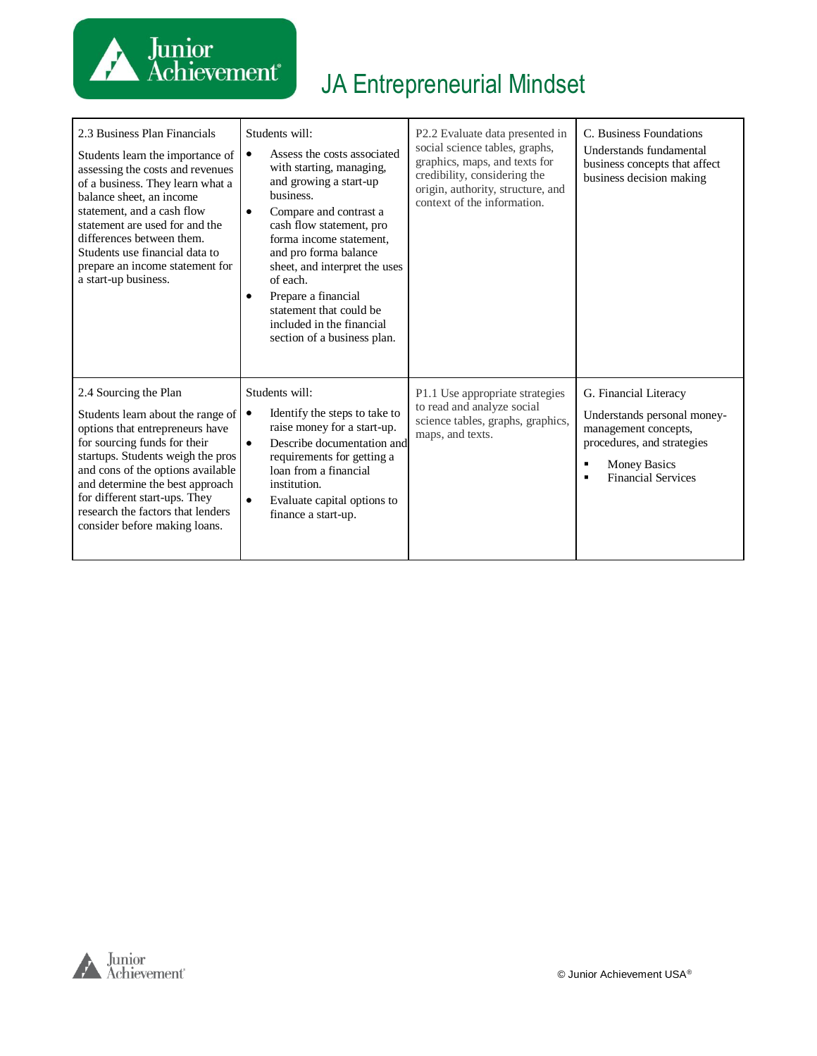# JA Entrepreneurial Mindset

| | | | |
|---|---|---|---|
| 2.3 Business Plan Financials<br><br>Students learn the importance of assessing the costs and revenues of a business. They learn what a balance sheet, an income statement, and a cash flow statement are used for and the differences between them. Students use financial data to prepare an income statement for a start-up business. | Students will:<br>• Assess the costs associated with starting, managing, and growing a start-up business.<br>• Compare and contrast a cash flow statement, pro forma income statement, and pro forma balance sheet, and interpret the uses of each.<br>• Prepare a financial statement that could be included in the financial section of a business plan. | P2.2 Evaluate data presented in social science tables, graphs, graphics, maps, and texts for credibility, considering the origin, authority, structure, and context of the information. | C. Business Foundations<br>Understands fundamental business concepts that affect business decision making |
| 2.4 Sourcing the Plan<br><br>Students learn about the range of options that entrepreneurs have for sourcing funds for their startups. Students weigh the pros and cons of the options available and determine the best approach for different start-ups. They research the factors that lenders consider before making loans. | Students will:<br>• Identify the steps to take to raise money for a start-up.<br>• Describe documentation and requirements for getting a loan from a financial institution.<br>• Evaluate capital options to finance a start-up. | P1.1 Use appropriate strategies to read and analyze social science tables, graphs, graphics, maps, and texts. | G. Financial Literacy<br><br>Understands personal money-management concepts, procedures, and strategies<br>▪ Money Basics<br>▪ Financial Services |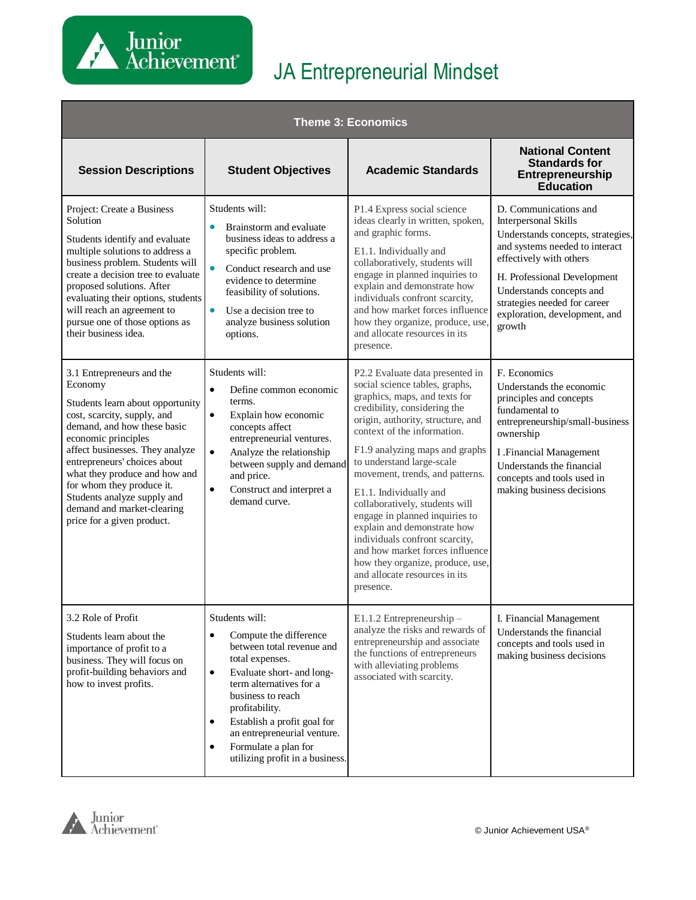# JA Entrepreneurial Mindset

| Theme 3: Economics | | | |
|---|---|---|---|
| **Session Descriptions** | **Student Objectives** | **Academic Standards** | **National Content Standards for Entrepreneurship Education** |
| Project: Create a Business Solution<br><br>Students identify and evaluate multiple solutions to address a business problem. Students will create a decision tree to evaluate proposed solutions. After evaluating their options, students will reach an agreement to pursue one of those options as their business idea. | Students will:<br>• Brainstorm and evaluate business ideas to address a specific problem.<br>• Conduct research and use evidence to determine feasibility of solutions.<br>• Use a decision tree to analyze business solution options. | P1.4 Express social science ideas clearly in written, spoken, and graphic forms.<br><br>E1.1. Individually and collaboratively, students will engage in planned inquiries to explain and demonstrate how individuals confront scarcity, and how market forces influence how they organize, produce, use, and allocate resources in its presence. | D. Communications and Interpersonal Skills<br>Understands concepts, strategies, and systems needed to interact effectively with others<br><br>H. Professional Development<br>Understands concepts and strategies needed for career exploration, development, and growth |
| 3.1 Entrepreneurs and the Economy<br><br>Students learn about opportunity cost, scarcity, supply, and demand, and how these basic economic principles affect businesses. They analyze entrepreneurs' choices about what they produce and how and for whom they produce it. Students analyze supply and demand and market-clearing price for a given product. | Students will:<br>• Define common economic terms.<br>• Explain how economic concepts affect entrepreneurial ventures.<br>• Analyze the relationship between supply and demand and price.<br>• Construct and interpret a demand curve. | P2.2 Evaluate data presented in social science tables, graphs, graphics, maps, and texts for credibility, considering the origin, authority, structure, and context of the information.<br><br>F1.9 analyzing maps and graphs to understand large-scale movement, trends, and patterns.<br><br>E1.1. Individually and collaboratively, students will engage in planned inquiries to explain and demonstrate how individuals confront scarcity, and how market forces influence how they organize, produce, use, and allocate resources in its presence. | F. Economics<br>Understands the economic principles and concepts fundamental to entrepreneurship/small-business ownership<br><br>I .Financial Management<br>Understands the financial concepts and tools used in making business decisions |
| 3.2 Role of Profit<br><br>Students learn about the importance of profit to a business. They will focus on profit-building behaviors and how to invest profits. | Students will:<br>• Compute the difference between total revenue and total expenses.<br>• Evaluate short- and long-term alternatives for a business to reach profitability.<br>• Establish a profit goal for an entrepreneurial venture.<br>• Formulate a plan for utilizing profit in a business. | E1.1.2 Entrepreneurship – analyze the risks and rewards of entrepreneurship and associate the functions of entrepreneurs with alleviating problems associated with scarcity. | I. Financial Management<br>Understands the financial concepts and tools used in making business decisions |

© Junior Achievement USA®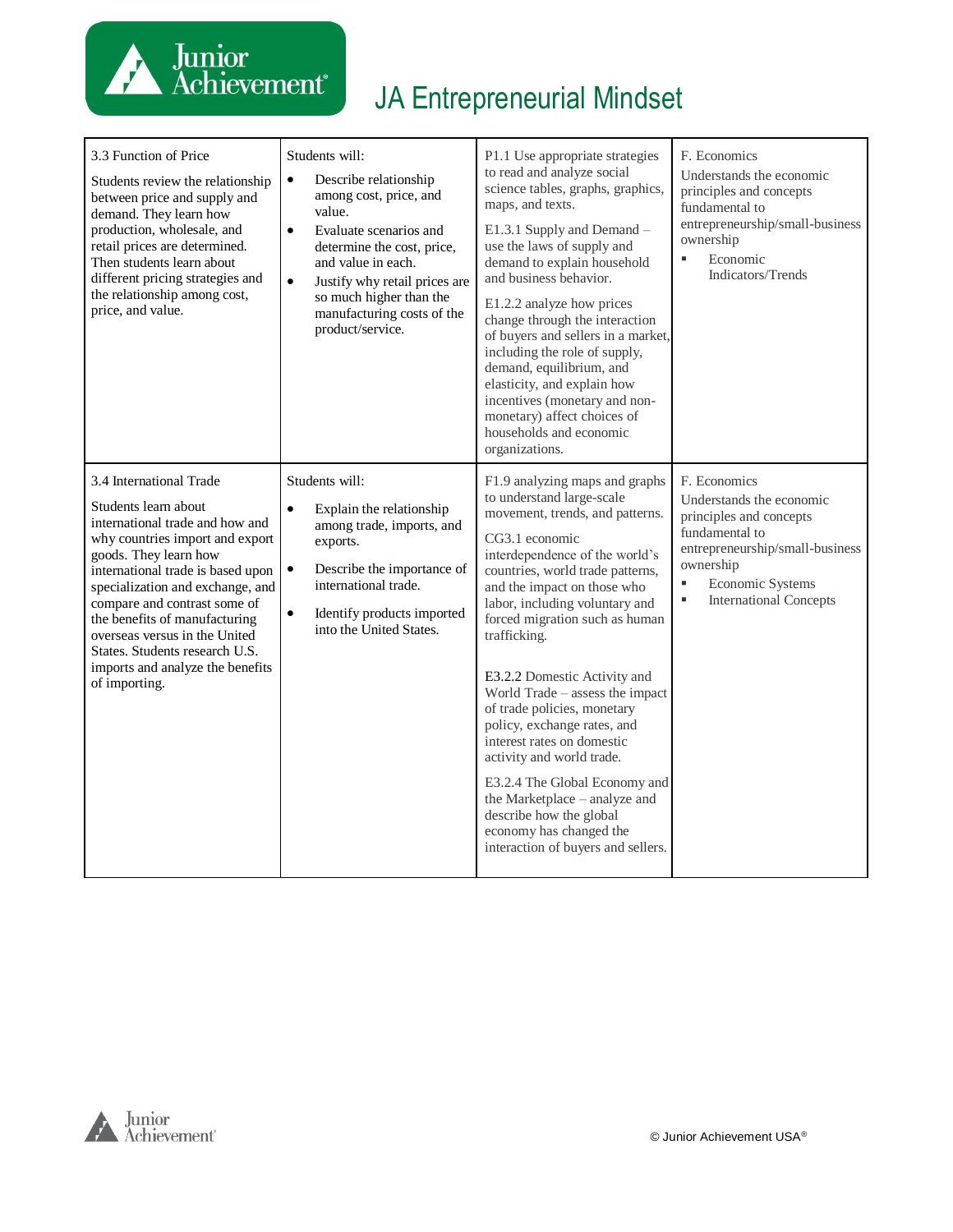# JA Entrepreneurial Mindset

| | | | |
|---|---|---|---|
| 3.3 Function of Price<br><br>Students review the relationship between price and supply and demand. They learn how production, wholesale, and retail prices are determined. Then students learn about different pricing strategies and the relationship among cost, price, and value. | Students will:<br>• Describe relationship among cost, price, and value.<br>• Evaluate scenarios and determine the cost, price, and value in each.<br>• Justify why retail prices are so much higher than the manufacturing costs of the product/service. | P1.1 Use appropriate strategies to read and analyze social science tables, graphs, graphics, maps, and texts.<br><br>E1.3.1 Supply and Demand – use the laws of supply and demand to explain household and business behavior.<br><br>E1.2.2 analyze how prices change through the interaction of buyers and sellers in a market, including the role of supply, demand, equilibrium, and elasticity, and explain how incentives (monetary and non-monetary) affect choices of households and economic organizations. | F. Economics<br>Understands the economic principles and concepts fundamental to entrepreneurship/small-business ownership<br>▪ Economic Indicators/Trends |
| 3.4 International Trade<br><br>Students learn about international trade and how and why countries import and export goods. They learn how international trade is based upon specialization and exchange, and compare and contrast some of the benefits of manufacturing overseas versus in the United States. Students research U.S. imports and analyze the benefits of importing. | Students will:<br>• Explain the relationship among trade, imports, and exports.<br>• Describe the importance of international trade.<br>• Identify products imported into the United States. | F1.9 analyzing maps and graphs to understand large-scale movement, trends, and patterns.<br><br>CG3.1 economic interdependence of the world's countries, world trade patterns, and the impact on those who labor, including voluntary and forced migration such as human trafficking.<br><br>E3.2.2 Domestic Activity and World Trade – assess the impact of trade policies, monetary policy, exchange rates, and interest rates on domestic activity and world trade.<br><br>E3.2.4 The Global Economy and the Marketplace – analyze and describe how the global economy has changed the interaction of buyers and sellers. | F. Economics<br>Understands the economic principles and concepts fundamental to entrepreneurship/small-business ownership<br>▪ Economic Systems<br>▪ International Concepts |

© Junior Achievement USA®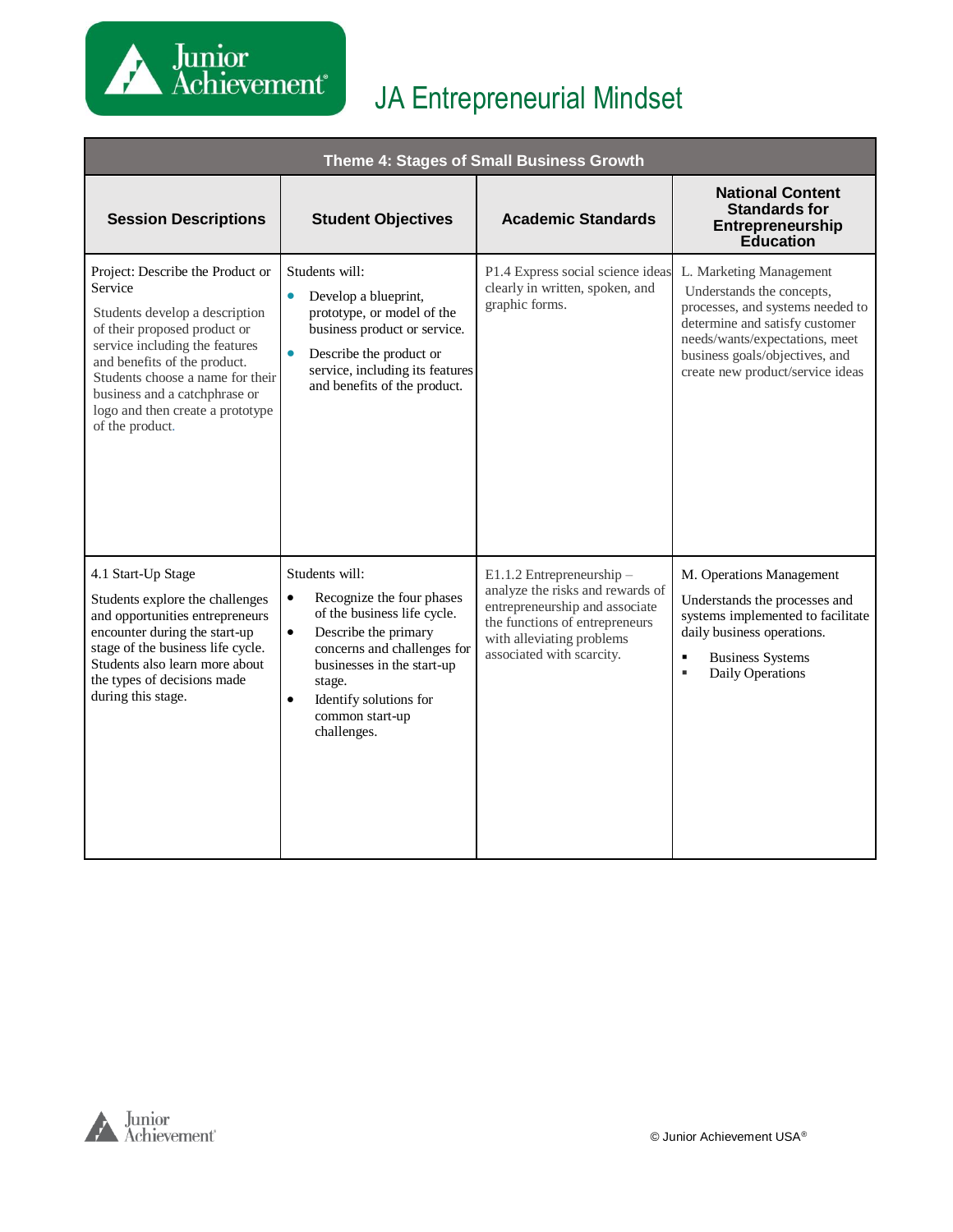# JA Entrepreneurial Mindset

| Theme 4: Stages of Small Business Growth | | | |
|---|---|---|---|
| **Session Descriptions** | **Student Objectives** | **Academic Standards** | **National Content Standards for Entrepreneurship Education** |
| Project: Describe the Product or Service<br><br>Students develop a description of their proposed product or service including the features and benefits of the product. Students choose a name for their business and a catchphrase or logo and then create a prototype of the product. | Students will:<br>• Develop a blueprint, prototype, or model of the business product or service.<br>• Describe the product or service, including its features and benefits of the product. | P1.4 Express social science ideas clearly in written, spoken, and graphic forms. | L. Marketing Management<br>Understands the concepts, processes, and systems needed to determine and satisfy customer needs/wants/expectations, meet business goals/objectives, and create new product/service ideas |
| 4.1 Start-Up Stage<br><br>Students explore the challenges and opportunities entrepreneurs encounter during the start-up stage of the business life cycle. Students also learn more about the types of decisions made during this stage. | Students will:<br>• Recognize the four phases of the business life cycle.<br>• Describe the primary concerns and challenges for businesses in the start-up stage.<br>• Identify solutions for common start-up challenges. | E1.1.2 Entrepreneurship – analyze the risks and rewards of entrepreneurship and associate the functions of entrepreneurs with alleviating problems associated with scarcity. | M. Operations Management<br><br>Understands the processes and systems implemented to facilitate daily business operations.<br>▪ Business Systems<br>▪ Daily Operations |

© Junior Achievement USA®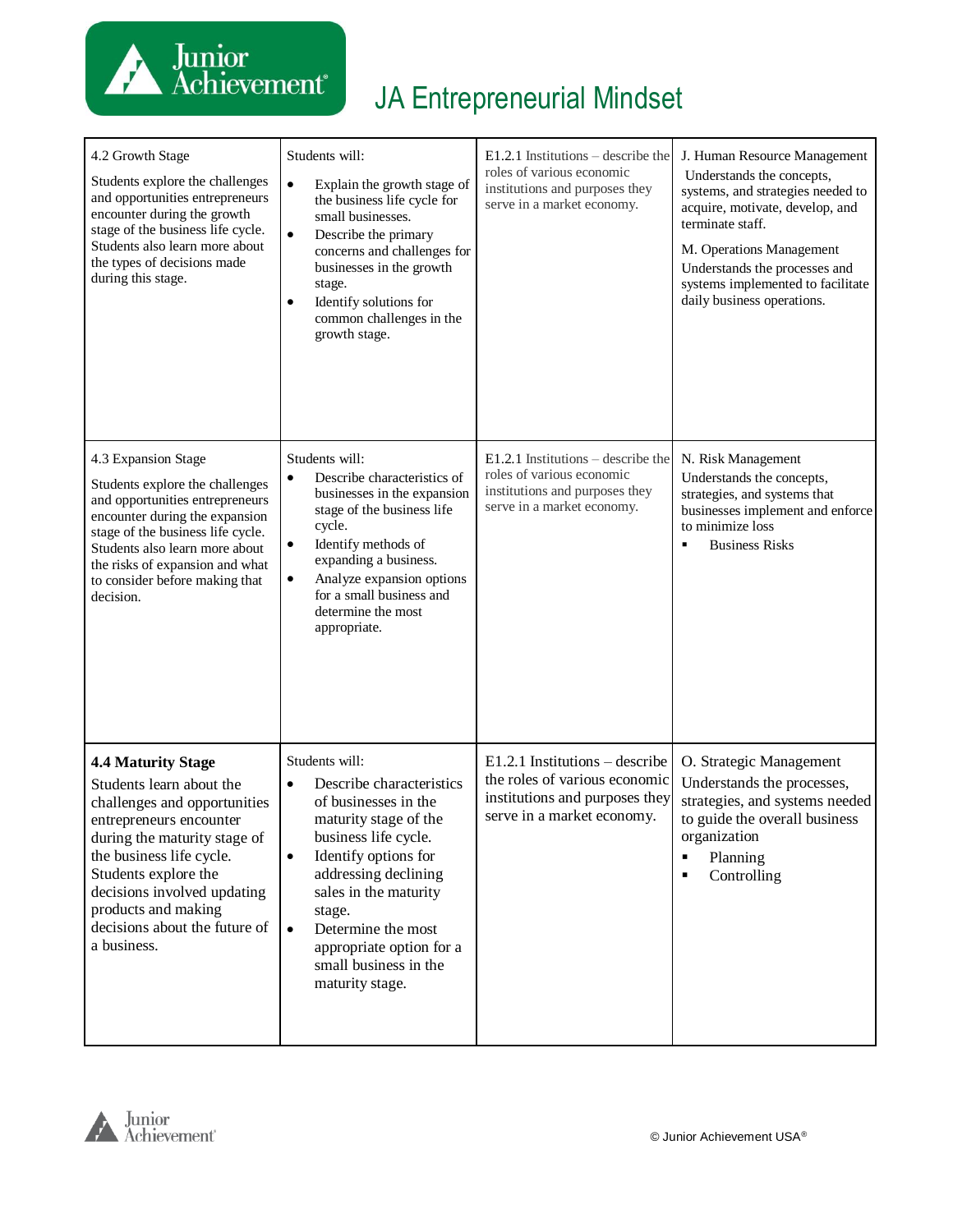# JA Entrepreneurial Mindset

| | | | |
|---|---|---|---|
| 4.2 Growth Stage<br><br>Students explore the challenges and opportunities entrepreneurs encounter during the growth stage of the business life cycle. Students also learn more about the types of decisions made during this stage. | Students will:<br>• Explain the growth stage of the business life cycle for small businesses.<br>• Describe the primary concerns and challenges for businesses in the growth stage.<br>• Identify solutions for common challenges in the growth stage. | E1.2.1 Institutions – describe the roles of various economic institutions and purposes they serve in a market economy. | J. Human Resource Management<br>Understands the concepts, systems, and strategies needed to acquire, motivate, develop, and terminate staff.<br><br>M. Operations Management<br>Understands the processes and systems implemented to facilitate daily business operations. |
| 4.3 Expansion Stage<br><br>Students explore the challenges and opportunities entrepreneurs encounter during the expansion stage of the business life cycle. Students also learn more about the risks of expansion and what to consider before making that decision. | Students will:<br>• Describe characteristics of businesses in the expansion stage of the business life cycle.<br>• Identify methods of expanding a business.<br>• Analyze expansion options for a small business and determine the most appropriate. | E1.2.1 Institutions – describe the roles of various economic institutions and purposes they serve in a market economy. | N. Risk Management<br>Understands the concepts, strategies, and systems that businesses implement and enforce to minimize loss<br>▪ Business Risks |
| **4.4 Maturity Stage**<br><br>Students learn about the challenges and opportunities entrepreneurs encounter during the maturity stage of the business life cycle. Students explore the decisions involved updating products and making decisions about the future of a business. | Students will:<br>• Describe characteristics of businesses in the maturity stage of the business life cycle.<br>• Identify options for addressing declining sales in the maturity stage.<br>• Determine the most appropriate option for a small business in the maturity stage. | E1.2.1 Institutions – describe the roles of various economic institutions and purposes they serve in a market economy. | O. Strategic Management<br>Understands the processes, strategies, and systems needed to guide the overall business organization<br>▪ Planning<br>▪ Controlling |

© Junior Achievement USA®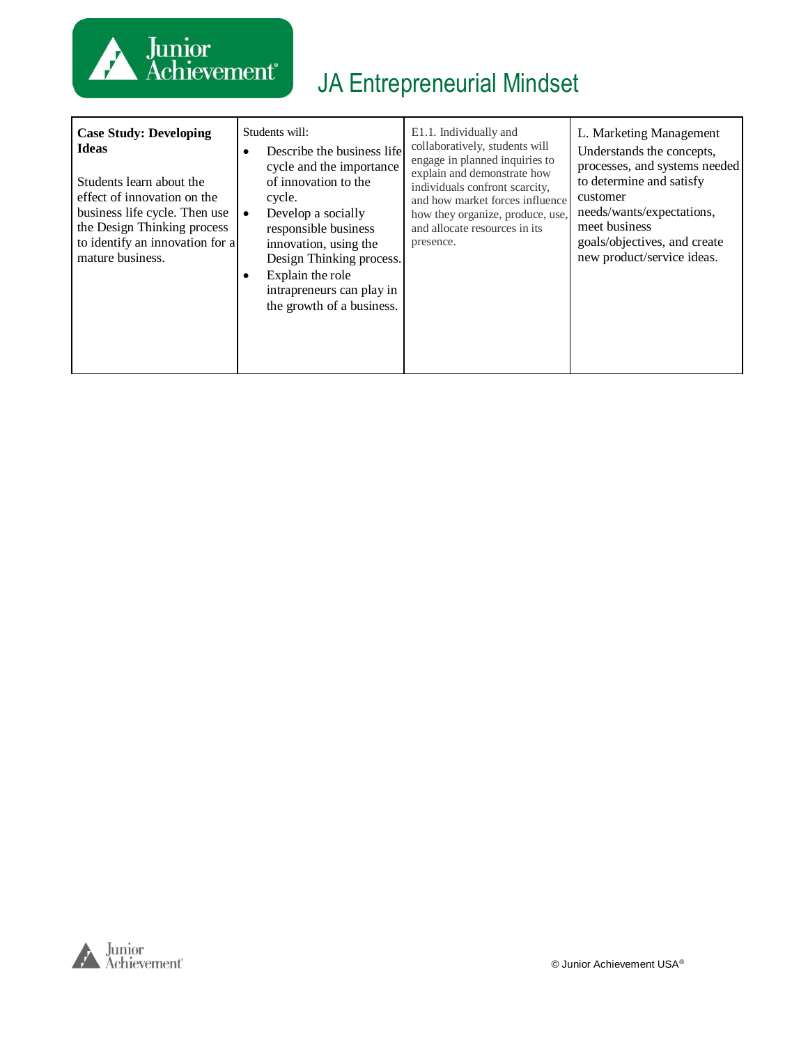| | | | |
|---|---|---|---|
| **Case Study: Developing Ideas**<br><br>Students learn about the effect of innovation on the business life cycle. Then use the Design Thinking process to identify an innovation for a mature business. | Students will:<br>• Describe the business life cycle and the importance of innovation to the cycle.<br>• Develop a socially responsible business innovation, using the Design Thinking process.<br>• Explain the role intrapreneurs can play in the growth of a business. | E1.1. Individually and collaboratively, students will engage in planned inquiries to explain and demonstrate how individuals confront scarcity, and how market forces influence how they organize, produce, use, and allocate resources in its presence. | L. Marketing Management<br>Understands the concepts, processes, and systems needed to determine and satisfy customer needs/wants/expectations, meet business goals/objectives, and create new product/service ideas. |